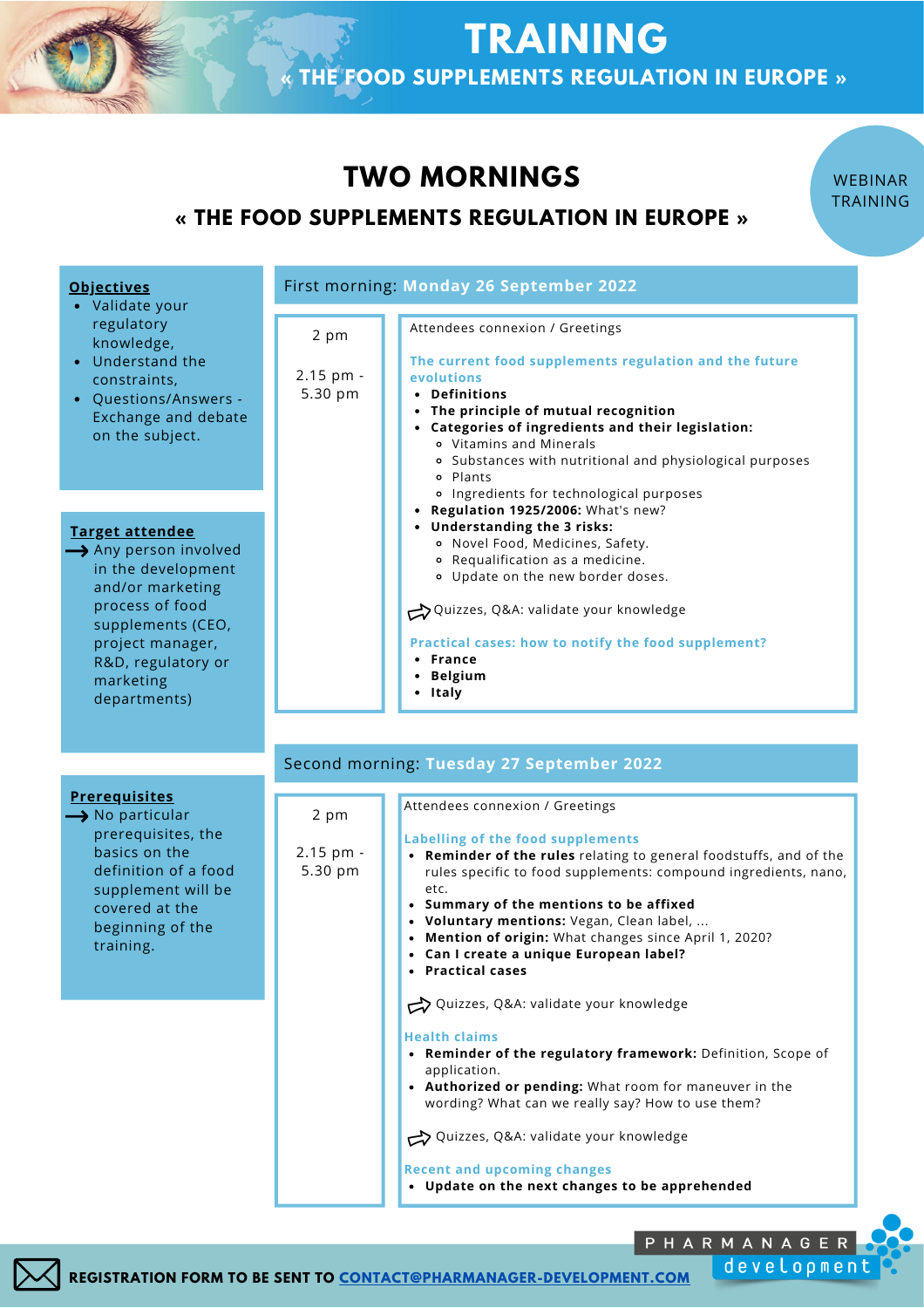# TRAINING

## « THE FOOD SUPPLEMENTS REGULATION IN EUROPE »

WEBINAR TRAINING

# TWO MORNINGS

## « THE FOOD SUPPLEMENTS REGULATION IN EUROPE »

**Objectives**

- Validate your regulatory knowledge,
- Understand the constraints,
- Questions/Answers - Exchange and debate on the subject.

**Target attendee**

→ Any person involved in the development and/or marketing process of food supplements (CEO, project manager, R&D, regulatory or marketing departments)

**Prerequisites**

→ No particular prerequisites, the basics on the definition of a food supplement will be covered at the beginning of the training.

### First morning: Monday 26 September 2022

| Time | Programme |
| --- | --- |
| 2 pm | Attendees connexion / Greetings |
| 2.15 pm - 5.30 pm | **The current food supplements regulation and the future evolutions**<br>• **Definitions**<br>• **The principle of mutual recognition**<br>• **Categories of ingredients and their legislation:**<br>&nbsp;&nbsp;◦ Vitamins and Minerals<br>&nbsp;&nbsp;◦ Substances with nutritional and physiological purposes<br>&nbsp;&nbsp;◦ Plants<br>&nbsp;&nbsp;◦ Ingredients for technological purposes<br>• **Regulation 1925/2006:** What's new?<br>• **Understanding the 3 risks:**<br>&nbsp;&nbsp;◦ Novel Food, Medicines, Safety.<br>&nbsp;&nbsp;◦ Requalification as a medicine.<br>&nbsp;&nbsp;◦ Update on the new border doses.<br><br>⇨ Quizzes, Q&A: validate your knowledge<br><br>**Practical cases: how to notify the food supplement?**<br>• **France**<br>• **Belgium**<br>• **Italy** |

### Second morning: Tuesday 27 September 2022

| Time | Programme |
| --- | --- |
| 2 pm | Attendees connexion / Greetings |
| 2.15 pm - 5.30 pm | **Labelling of the food supplements**<br>• **Reminder of the rules** relating to general foodstuffs, and of the rules specific to food supplements: compound ingredients, nano, etc.<br>• **Summary of the mentions to be affixed**<br>• **Voluntary mentions:** Vegan, Clean label, ...<br>• **Mention of origin:** What changes since April 1, 2020?<br>• **Can I create a unique European label?**<br>• **Practical cases**<br><br>⇨ Quizzes, Q&A: validate your knowledge<br><br>**Health claims**<br>• **Reminder of the regulatory framework:** Definition, Scope of application.<br>• **Authorized or pending:** What room for maneuver in the wording? What can we really say? How to use them?<br><br>⇨ Quizzes, Q&A: validate your knowledge<br><br>**Recent and upcoming changes**<br>• **Update on the next changes to be apprehended** |

**REGISTRATION FORM TO BE SENT TO CONTACT@PHARMANAGER-DEVELOPMENT.COM**

PHARMANAGER development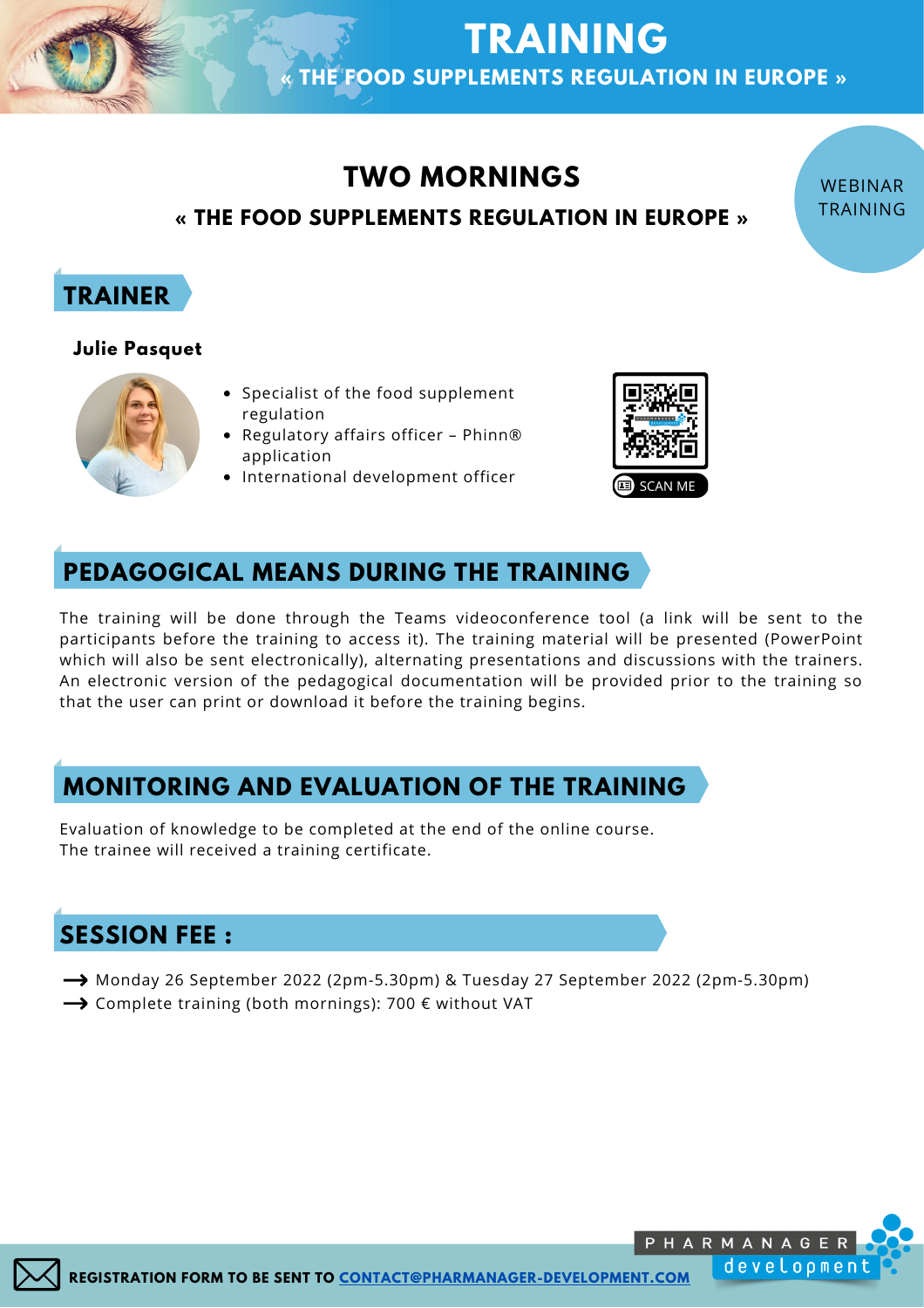# TRAINING

## « THE FOOD SUPPLEMENTS REGULATION IN EUROPE »

WEBINAR TRAINING

## TWO MORNINGS

### « THE FOOD SUPPLEMENTS REGULATION IN EUROPE »

## TRAINER

**Julie Pasquet**

- Specialist of the food supplement regulation
- Regulatory affairs officer – Phinn® application
- International development officer

SCAN ME

## PEDAGOGICAL MEANS DURING THE TRAINING

The training will be done through the Teams videoconference tool (a link will be sent to the participants before the training to access it). The training material will be presented (PowerPoint which will also be sent electronically), alternating presentations and discussions with the trainers. An electronic version of the pedagogical documentation will be provided prior to the training so that the user can print or download it before the training begins.

## MONITORING AND EVALUATION OF THE TRAINING

Evaluation of knowledge to be completed at the end of the online course.
The trainee will received a training certificate.

## SESSION FEE :

→ Monday 26 September 2022 (2pm-5.30pm) & Tuesday 27 September 2022 (2pm-5.30pm)
→ Complete training (both mornings): 700 € without VAT

**REGISTRATION FORM TO BE SENT TO CONTACT@PHARMANAGER-DEVELOPMENT.COM**

PHARMANAGER development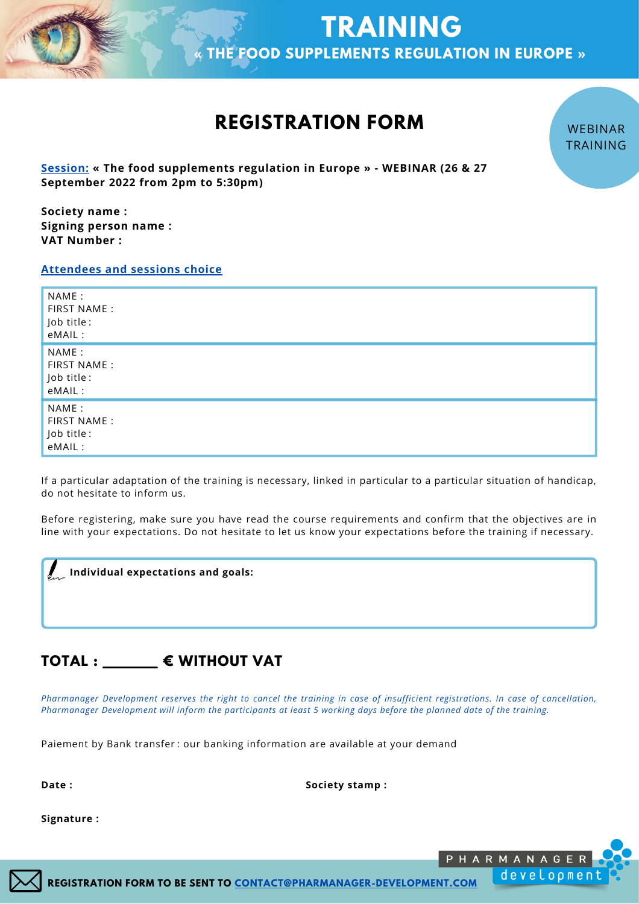# TRAINING

**« THE FOOD SUPPLEMENTS REGULATION IN EUROPE »**

## REGISTRATION FORM

WEBINAR TRAINING

**Session: « The food supplements regulation in Europe » - WEBINAR (26 & 27 September 2022 from 2pm to 5:30pm)**

**Society name :**
**Signing person name :**
**VAT Number :**

**Attendees and sessions choice**

| |
|---|
| NAME :<br>FIRST NAME :<br>Job title :<br>eMAIL : |
| NAME :<br>FIRST NAME :<br>Job title :<br>eMAIL : |
| NAME :<br>FIRST NAME :<br>Job title :<br>eMAIL : |

If a particular adaptation of the training is necessary, linked in particular to a particular situation of handicap, do not hesitate to inform us.

Before registering, make sure you have read the course requirements and confirm that the objectives are in line with your expectations. Do not hesitate to let us know your expectations before the training if necessary.

**Individual expectations and goals:**

## TOTAL : _______ € WITHOUT VAT

*Pharmanager Development reserves the right to cancel the training in case of insufficient registrations. In case of cancellation, Pharmanager Development will inform the participants at least 5 working days before the planned date of the training.*

Paiement by Bank transfer : our banking information are available at your demand

**Date :**

**Society stamp :**

**Signature :**

**REGISTRATION FORM TO BE SENT TO CONTACT@PHARMANAGER-DEVELOPMENT.COM**

PHARMANAGER development